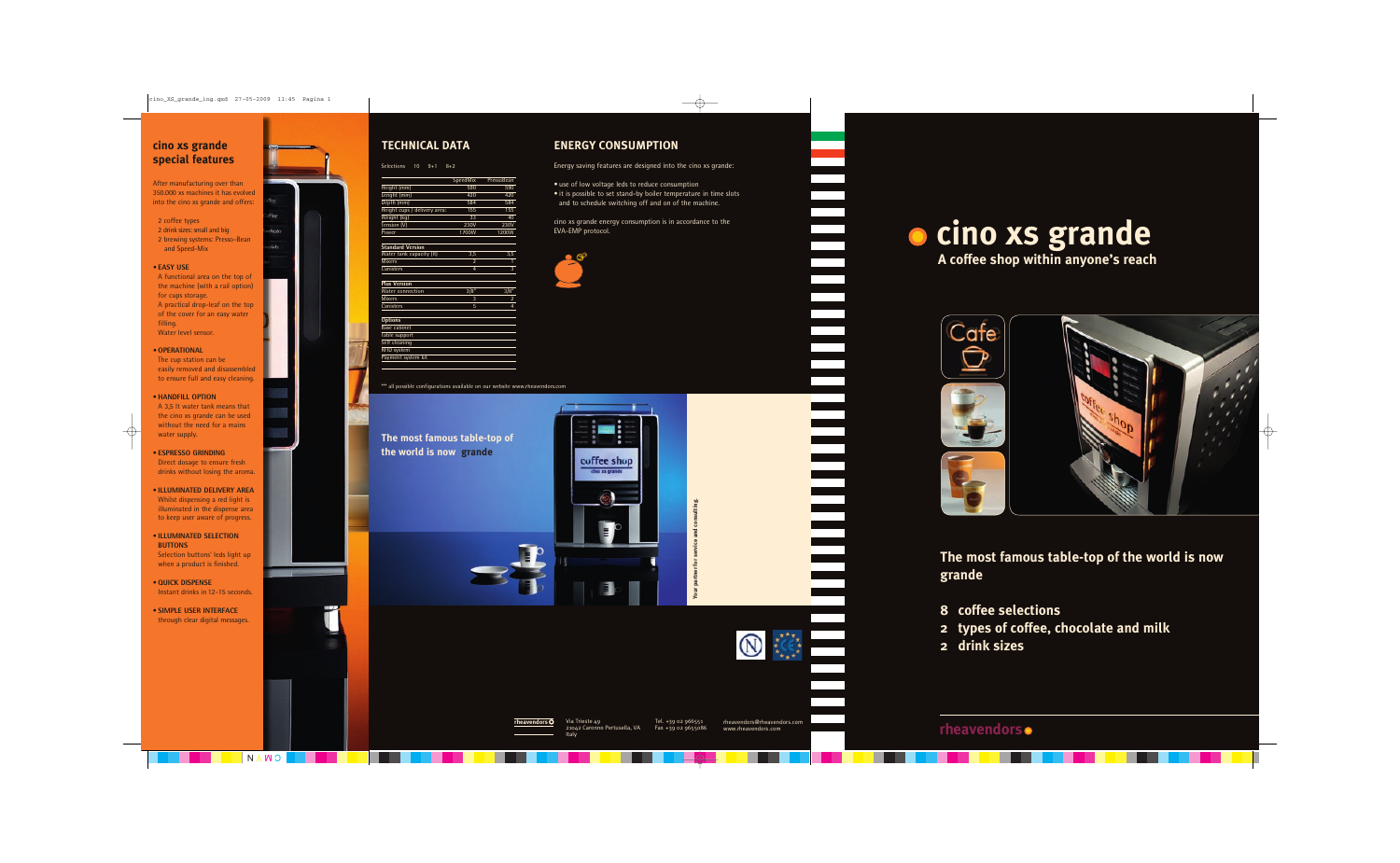## cino xs grande special features

After manufacturing over than 350.000 xs machines it has evolved into the cino xs grande and offers:

- 2 coffee types
- 2 drink sizes: small and big
- 2 brewing systems: Presso-Bean and Speed-Mix

**• EASY USE**
A functional area on the top of the machine (with a rail option) for cups storage.
A practical drop-leaf on the top of the cover for an easy water filling.
Water level sensor.

**• OPERATIONAL**
The cup station can be easily removed and disassembled to ensure full and easy cleaning.

**• HANDFILL OPTION**
A 3,5 lt water tank means that the cino xs grande can be used without the need for a mains water supply.

**• ESPRESSO GRINDING**
Direct dosage to ensure fresh drinks without losing the aroma.

**• ILLUMINATED DELIVERY AREA**
Whilst dispensing a red light is illuminated in the dispense area to keep user aware of progress.

**• ILLUMINATED SELECTION BUTTONS**
Selection buttons' leds light up when a product is finished.

**• QUICK DISPENSE**
Instant drinks in 12-15 seconds.

**• SIMPLE USER INTERFACE**
through clear digital messages.

## TECHNICAL DATA

Selections 10 9+1 8+2

| | SpeedMix | PressoBean |
|---|---|---|
| Height (mm) | 580 | 590 |
| Lenght (mm) | 420 | 420 |
| Depth (mm) | 584 | 584 |
| Height cups / delivery area: | 155 | 135 |
| Weight (kg) | 33 | 40 |
| Tension (V) | 230V | 230V |
| Power | 1750W | 1200W |
| **Standard Version** | | |
| Water tank capacity (lt) | 3,5 | 3,5 |
| Mixers | 2 | 1 |
| Canisters | 4 | 3 |
| **Plus Version** | | |
| Water connection | 3/8" | 3/8" |
| Mixers | 3 | 2 |
| Canisters | 5 | 4 |
| **Options** | | |
| Base cabinet | | |
| Table support | | |
| Self cleaning | | |
| RFID system | | |
| Payment system kit | | |

*** all possible configurations available on our website www.rheavendors.com

## ENERGY CONSUMPTION

Energy saving features are designed into the cino xs grande:

- use of low voltage leds to reduce consumption
- it is possible to set stand-by boiler temperature in time slots and to schedule switching off and on of the machine.

cino xs grande energy consumption is in accordance to the EVA-EMP protocol.

The most famous table-top of the world is now **grande**

Your partner for service and consulting.

rheavendors
Via Trieste 49
21042 Caronno Pertusella, VA
Italy

Tel. +39 02 966551
Fax +39 02 9655186

rheavendors@rheavendors.com
www.rheavendors.com

# cino xs grande

## A coffee shop within anyone's reach

**The most famous table-top of the world is now grande**

- **8 coffee selections**
- **2 types of coffee, chocolate and milk**
- **2 drink sizes**

rheavendors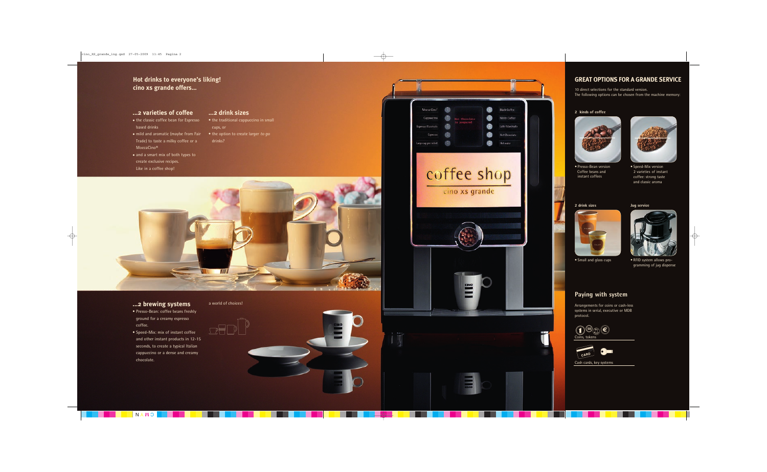## Hot drinks to everyone's liking!
## cino xs grande offers...

### ...2 varieties of coffee

- the classic coffee bean for Espresso based drinks
- mild and aromatic (maybe from Fair Trade) to taste a milky coffee or a MoccaCino®
- and a smart mix of both types to create exclusive recipes. Like in a coffee shop!

### ...2 drink sizes

- the traditional cappuccino in small cups, or
- the option to create larger *to go* drinks?

### ...2 brewing systems

- Presso-Bean: coffee beans freshly ground for a creamy espresso coffee.
- Speed-Mix: mix of instant coffee and other instant products in 12-15 seconds, to create a typical Italian cappuccino or a dense and creamy chocolate.

a world of choices!

## GREAT OPTIONS FOR A GRANDE SERVICE

10 direct selections for the standard version.
The following options can be chosen from the machine memory:

### 2 kinds of coffee

- Presso-Bean version Coffee beans and instant coffees
- Speed-Mix version 2 varieties of instant coffee: strong taste and classic aroma

### 2 drink sizes

- Small and glass cups

### Jug service

- RFID system allows programming of jug dispense

## Paying with system

Arrangements for coins or cash-less systems in serial, executive or MDB protocol.

Coins, tokens

Cash cards, key systems